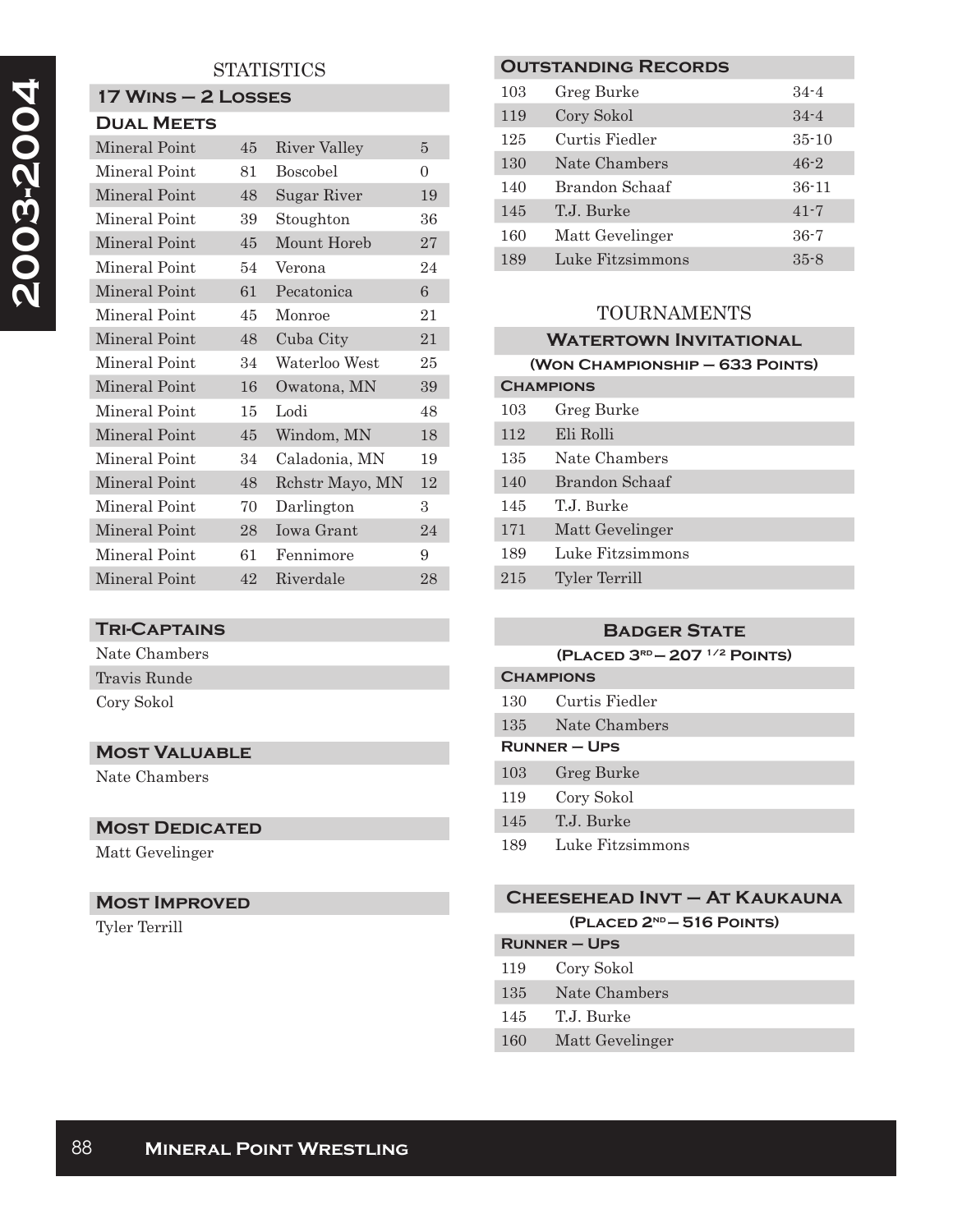# 2003-2004

## STATISTICS

### 17 Wins – 2 Losses

#### Dual Meets

| | | | |
|---|---|---|---|
| Mineral Point | 45 | River Valley | 5 |
| Mineral Point | 81 | Boscobel | 0 |
| Mineral Point | 48 | Sugar River | 19 |
| Mineral Point | 39 | Stoughton | 36 |
| Mineral Point | 45 | Mount Horeb | 27 |
| Mineral Point | 54 | Verona | 24 |
| Mineral Point | 61 | Pecatonica | 6 |
| Mineral Point | 45 | Monroe | 21 |
| Mineral Point | 48 | Cuba City | 21 |
| Mineral Point | 34 | Waterloo West | 25 |
| Mineral Point | 16 | Owatona, MN | 39 |
| Mineral Point | 15 | Lodi | 48 |
| Mineral Point | 45 | Windom, MN | 18 |
| Mineral Point | 34 | Caladonia, MN | 19 |
| Mineral Point | 48 | Rchstr Mayo, MN | 12 |
| Mineral Point | 70 | Darlington | 3 |
| Mineral Point | 28 | Iowa Grant | 24 |
| Mineral Point | 61 | Fennimore | 9 |
| Mineral Point | 42 | Riverdale | 28 |

### Tri-Captains

- Nate Chambers
- Travis Runde
- Cory Sokol

### Most Valuable

Nate Chambers

### Most Dedicated

Matt Gevelinger

### Most Improved

Tyler Terrill

### Outstanding Records

| | | |
|---|---|---|
| 103 | Greg Burke | 34-4 |
| 119 | Cory Sokol | 34-4 |
| 125 | Curtis Fiedler | 35-10 |
| 130 | Nate Chambers | 46-2 |
| 140 | Brandon Schaaf | 36-11 |
| 145 | T.J. Burke | 41-7 |
| 160 | Matt Gevelinger | 36-7 |
| 189 | Luke Fitzsimmons | 35-8 |

## TOURNAMENTS

### Watertown Invitational

**(Won Championship – 633 Points)**

**Champions**

| | |
|---|---|
| 103 | Greg Burke |
| 112 | Eli Rolli |
| 135 | Nate Chambers |
| 140 | Brandon Schaaf |
| 145 | T.J. Burke |
| 171 | Matt Gevelinger |
| 189 | Luke Fitzsimmons |
| 215 | Tyler Terrill |

### Badger State

**(Placed 3rd – 207 1/2 Points)**

**Champions**

| | |
|---|---|
| 130 | Curtis Fiedler |
| 135 | Nate Chambers |

**Runner – Ups**

| | |
|---|---|
| 103 | Greg Burke |
| 119 | Cory Sokol |
| 145 | T.J. Burke |
| 189 | Luke Fitzsimmons |

### Cheesehead Invt – At Kaukauna

**(Placed 2nd – 516 Points)**

**Runner – Ups**

| | |
|---|---|
| 119 | Cory Sokol |
| 135 | Nate Chambers |
| 145 | T.J. Burke |
| 160 | Matt Gevelinger |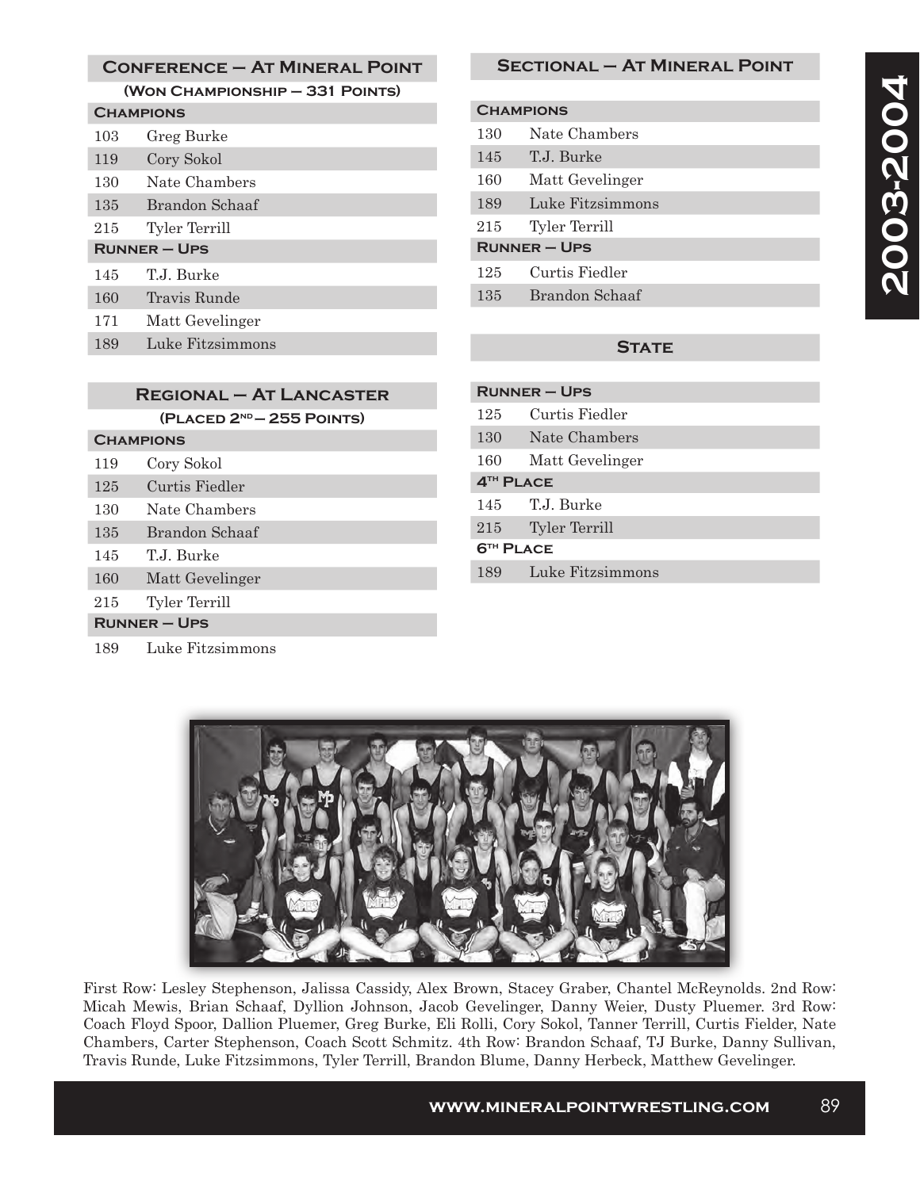## Conference – At Mineral Point

**(Won Championship – 331 Points)**

| | |
|---|---|
| **Champions** | |
| 103 | Greg Burke |
| 119 | Cory Sokol |
| 130 | Nate Chambers |
| 135 | Brandon Schaaf |
| 215 | Tyler Terrill |
| **Runner – Ups** | |
| 145 | T.J. Burke |
| 160 | Travis Runde |
| 171 | Matt Gevelinger |
| 189 | Luke Fitzsimmons |

## Regional – At Lancaster

**(Placed 2nd – 255 Points)**

| | |
|---|---|
| **Champions** | |
| 119 | Cory Sokol |
| 125 | Curtis Fiedler |
| 130 | Nate Chambers |
| 135 | Brandon Schaaf |
| 145 | T.J. Burke |
| 160 | Matt Gevelinger |
| 215 | Tyler Terrill |
| **Runner – Ups** | |
| 189 | Luke Fitzsimmons |

## Sectional – At Mineral Point

| | |
|---|---|
| **Champions** | |
| 130 | Nate Chambers |
| 145 | T.J. Burke |
| 160 | Matt Gevelinger |
| 189 | Luke Fitzsimmons |
| 215 | Tyler Terrill |
| **Runner – Ups** | |
| 125 | Curtis Fiedler |
| 135 | Brandon Schaaf |

## State

| | |
|---|---|
| **Runner – Ups** | |
| 125 | Curtis Fiedler |
| 130 | Nate Chambers |
| 160 | Matt Gevelinger |
| **4th Place** | |
| 145 | T.J. Burke |
| 215 | Tyler Terrill |
| **6th Place** | |
| 189 | Luke Fitzsimmons |

First Row: Lesley Stephenson, Jalissa Cassidy, Alex Brown, Stacey Graber, Chantel McReynolds. 2nd Row: Micah Mewis, Brian Schaaf, Dyllion Johnson, Jacob Gevelinger, Danny Weier, Dusty Pluemer. 3rd Row: Coach Floyd Spoor, Dallion Pluemer, Greg Burke, Eli Rolli, Cory Sokol, Tanner Terrill, Curtis Fielder, Nate Chambers, Carter Stephenson, Coach Scott Schmitz. 4th Row: Brandon Schaaf, TJ Burke, Danny Sullivan, Travis Runde, Luke Fitzsimmons, Tyler Terrill, Brandon Blume, Danny Herbeck, Matthew Gevelinger.